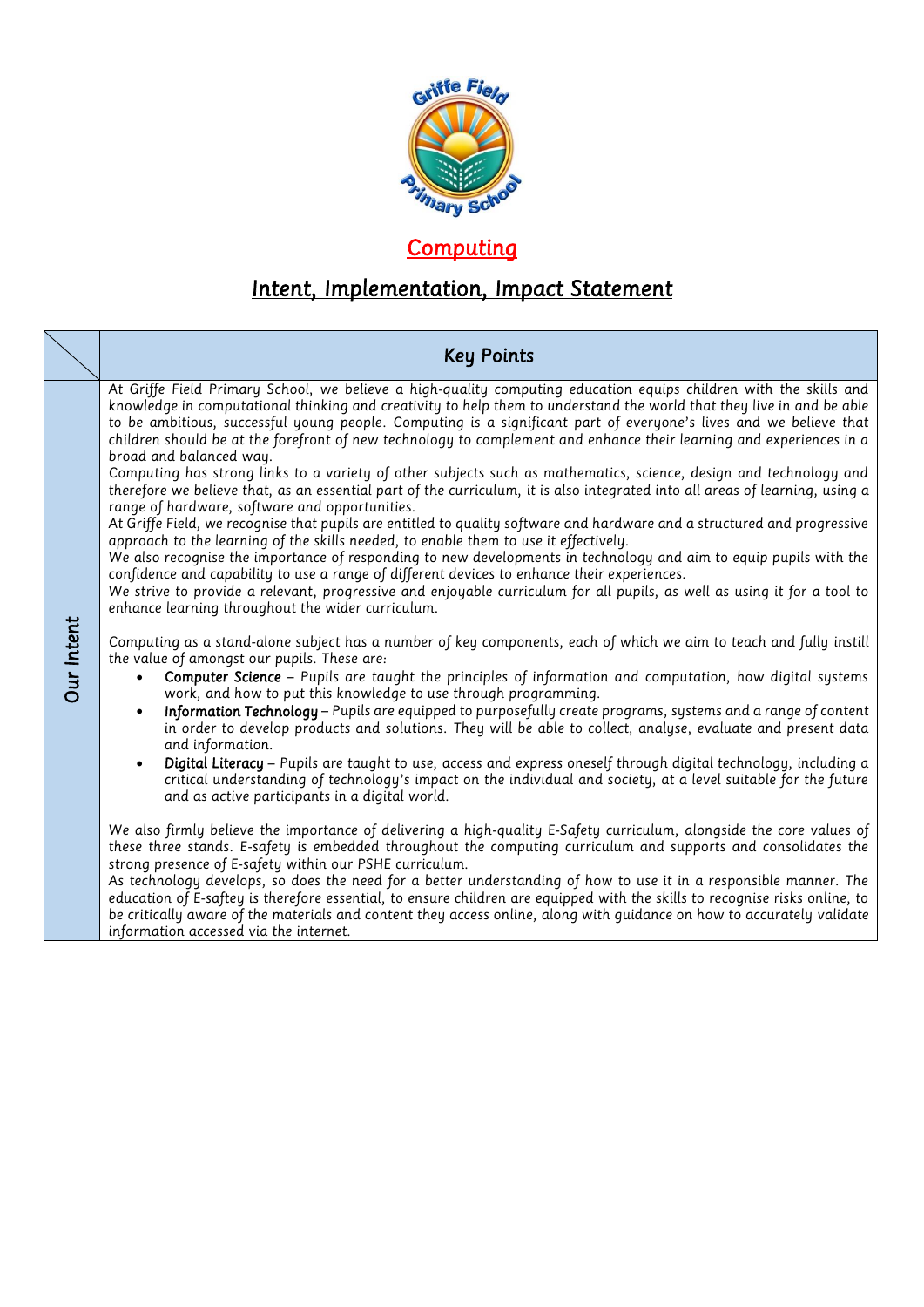# Computing

## Intent, Implementation, Impact Statement

| | Key Points |
|---|---|
| **Our Intent** | At Griffe Field Primary School, we believe a high-quality computing education equips children with the skills and knowledge in computational thinking and creativity to help them to understand the world that they live in and be able to be ambitious, successful young people. Computing is a significant part of everyone's lives and we believe that children should be at the forefront of new technology to complement and enhance their learning and experiences in a broad and balanced way.<br>Computing has strong links to a variety of other subjects such as mathematics, science, design and technology and therefore we believe that, as an essential part of the curriculum, it is also integrated into all areas of learning, using a range of hardware, software and opportunities.<br>At Griffe Field, we recognise that pupils are entitled to quality software and hardware and a structured and progressive approach to the learning of the skills needed, to enable them to use it effectively.<br>We also recognise the importance of responding to new developments in technology and aim to equip pupils with the confidence and capability to use a range of different devices to enhance their experiences.<br>We strive to provide a relevant, progressive and enjoyable curriculum for all pupils, as well as using it for a tool to enhance learning throughout the wider curriculum.<br><br>Computing as a stand-alone subject has a number of key components, each of which we aim to teach and fully instill the value of amongst our pupils. These are:<br>• **Computer Science** – Pupils are taught the principles of information and computation, how digital systems work, and how to put this knowledge to use through programming.<br>• **Information Technology** – Pupils are equipped to purposefully create programs, systems and a range of content in order to develop products and solutions. They will be able to collect, analyse, evaluate and present data and information.<br>• **Digital Literacy** – Pupils are taught to use, access and express oneself through digital technology, including a critical understanding of technology's impact on the individual and society, at a level suitable for the future and as active participants in a digital world.<br><br>We also firmly believe the importance of delivering a high-quality E-Safety curriculum, alongside the core values of these three stands. E-safety is embedded throughout the computing curriculum and supports and consolidates the strong presence of E-safety within our PSHE curriculum.<br>As technology develops, so does the need for a better understanding of how to use it in a responsible manner. The education of E-saftey is therefore essential, to ensure children are equipped with the skills to recognise risks online, to be critically aware of the materials and content they access online, along with guidance on how to accurately validate information accessed via the internet. |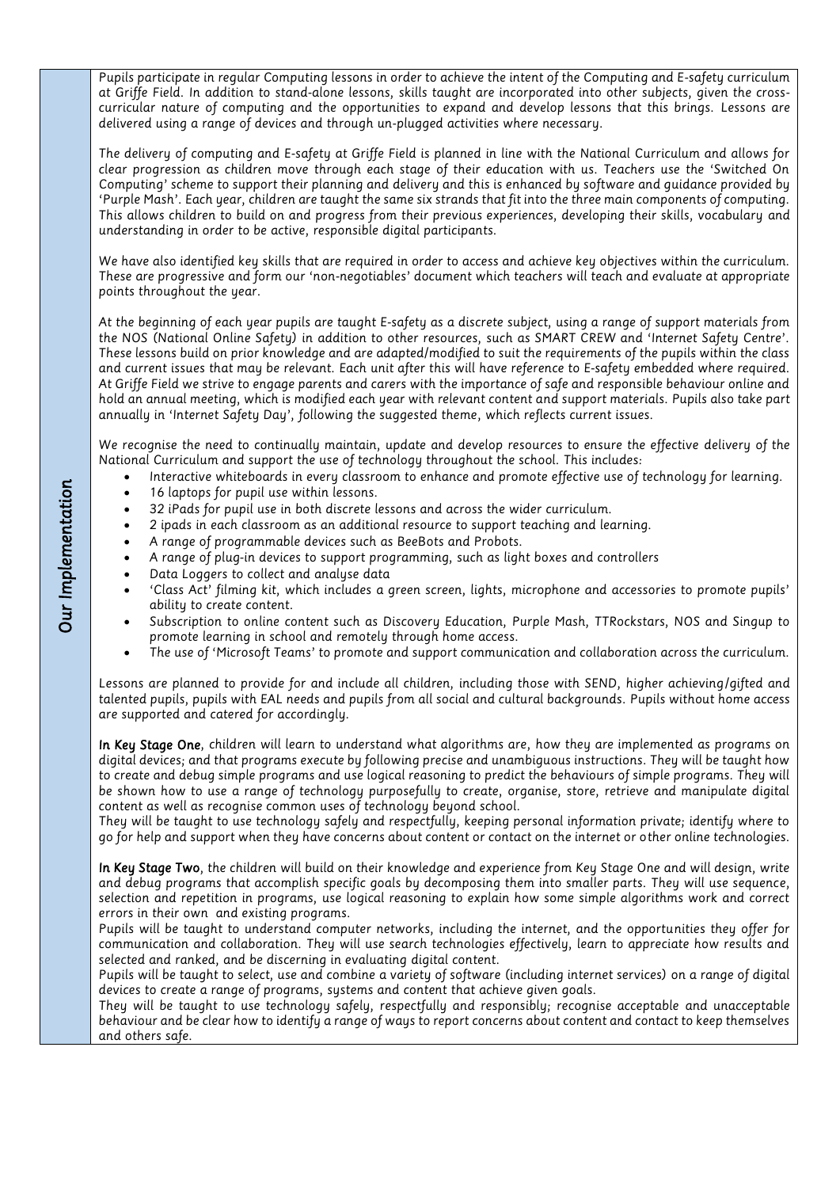## Our Implementation

*Pupils participate in regular Computing lessons in order to achieve the intent of the Computing and E-safety curriculum at Griffe Field. In addition to stand-alone lessons, skills taught are incorporated into other subjects, given the cross-curricular nature of computing and the opportunities to expand and develop lessons that this brings. Lessons are delivered using a range of devices and through un-plugged activities where necessary.*

*The delivery of computing and E-safety at Griffe Field is planned in line with the National Curriculum and allows for clear progression as children move through each stage of their education with us. Teachers use the 'Switched On Computing' scheme to support their planning and delivery and this is enhanced by software and guidance provided by 'Purple Mash'. Each year, children are taught the same six strands that fit into the three main components of computing. This allows children to build on and progress from their previous experiences, developing their skills, vocabulary and understanding in order to be active, responsible digital participants.*

*We have also identified key skills that are required in order to access and achieve key objectives within the curriculum. These are progressive and form our 'non-negotiables' document which teachers will teach and evaluate at appropriate points throughout the year.*

*At the beginning of each year pupils are taught E-safety as a discrete subject, using a range of support materials from the NOS (National Online Safety) in addition to other resources, such as SMART CREW and 'Internet Safety Centre'. These lessons build on prior knowledge and are adapted/modified to suit the requirements of the pupils within the class and current issues that may be relevant. Each unit after this will have reference to E-safety embedded where required. At Griffe Field we strive to engage parents and carers with the importance of safe and responsible behaviour online and hold an annual meeting, which is modified each year with relevant content and support materials. Pupils also take part annually in 'Internet Safety Day', following the suggested theme, which reflects current issues.*

*We recognise the need to continually maintain, update and develop resources to ensure the effective delivery of the National Curriculum and support the use of technology throughout the school. This includes:*

- *Interactive whiteboards in every classroom to enhance and promote effective use of technology for learning.*
- *16 laptops for pupil use within lessons.*
- *32 iPads for pupil use in both discrete lessons and across the wider curriculum.*
- *2 ipads in each classroom as an additional resource to support teaching and learning.*
- *A range of programmable devices such as BeeBots and Probots.*
- *A range of plug-in devices to support programming, such as light boxes and controllers*
- *Data Loggers to collect and analyse data*
- *'Class Act' filming kit, which includes a green screen, lights, microphone and accessories to promote pupils' ability to create content.*
- *Subscription to online content such as Discovery Education, Purple Mash, TTRockstars, NOS and Singup to promote learning in school and remotely through home access.*
- *The use of 'Microsoft Teams' to promote and support communication and collaboration across the curriculum.*

*Lessons are planned to provide for and include all children, including those with SEND, higher achieving/gifted and talented pupils, pupils with EAL needs and pupils from all social and cultural backgrounds. Pupils without home access are supported and catered for accordingly.*

**In Key Stage One**, *children will learn to understand what algorithms are, how they are implemented as programs on digital devices; and that programs execute by following precise and unambiguous instructions. They will be taught how to create and debug simple programs and use logical reasoning to predict the behaviours of simple programs. They will be shown how to use a range of technology purposefully to create, organise, store, retrieve and manipulate digital content as well as recognise common uses of technology beyond school.*
*They will be taught to use technology safely and respectfully, keeping personal information private; identify where to go for help and support when they have concerns about content or contact on the internet or other online technologies.*

**In Key Stage Two**, *the children will build on their knowledge and experience from Key Stage One and will design, write and debug programs that accomplish specific goals by decomposing them into smaller parts. They will use sequence, selection and repetition in programs, use logical reasoning to explain how some simple algorithms work and correct errors in their own and existing programs.*
*Pupils will be taught to understand computer networks, including the internet, and the opportunities they offer for communication and collaboration. They will use search technologies effectively, learn to appreciate how results and selected and ranked, and be discerning in evaluating digital content.*
*Pupils will be taught to select, use and combine a variety of software (including internet services) on a range of digital devices to create a range of programs, systems and content that achieve given goals.*
*They will be taught to use technology safely, respectfully and responsibly; recognise acceptable and unacceptable behaviour and be clear how to identify a range of ways to report concerns about content and contact to keep themselves and others safe.*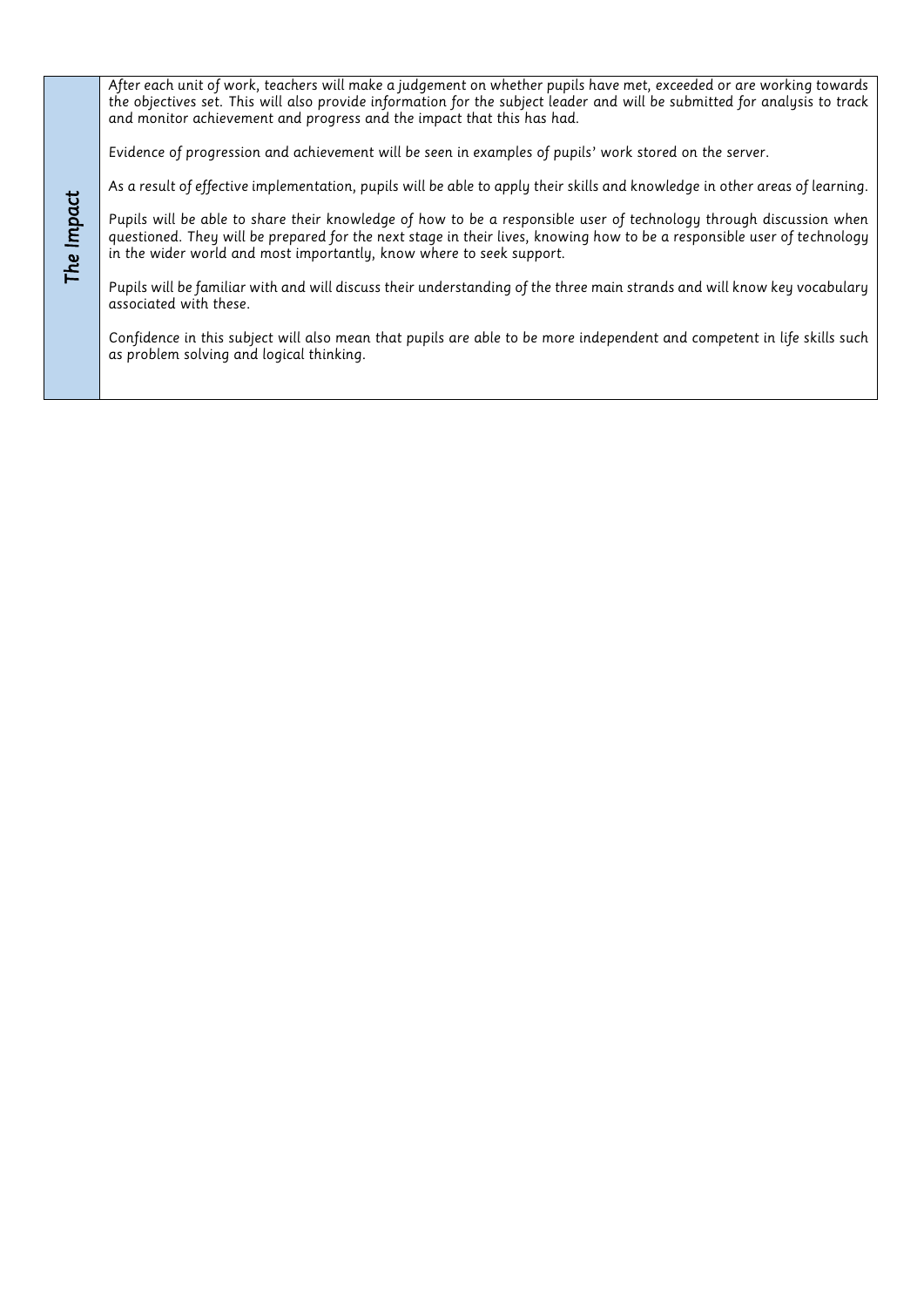| The Impact | |
|---|---|
| ***The Impact*** | *After each unit of work, teachers will make a judgement on whether pupils have met, exceeded or are working towards the objectives set. This will also provide information for the subject leader and will be submitted for analysis to track and monitor achievement and progress and the impact that this has had.*<br><br>*Evidence of progression and achievement will be seen in examples of pupils' work stored on the server.*<br><br>*As a result of effective implementation, pupils will be able to apply their skills and knowledge in other areas of learning.*<br><br>*Pupils will be able to share their knowledge of how to be a responsible user of technology through discussion when questioned. They will be prepared for the next stage in their lives, knowing how to be a responsible user of technology in the wider world and most importantly, know where to seek support.*<br><br>*Pupils will be familiar with and will discuss their understanding of the three main strands and will know key vocabulary associated with these.*<br><br>*Confidence in this subject will also mean that pupils are able to be more independent and competent in life skills such as problem solving and logical thinking.* |